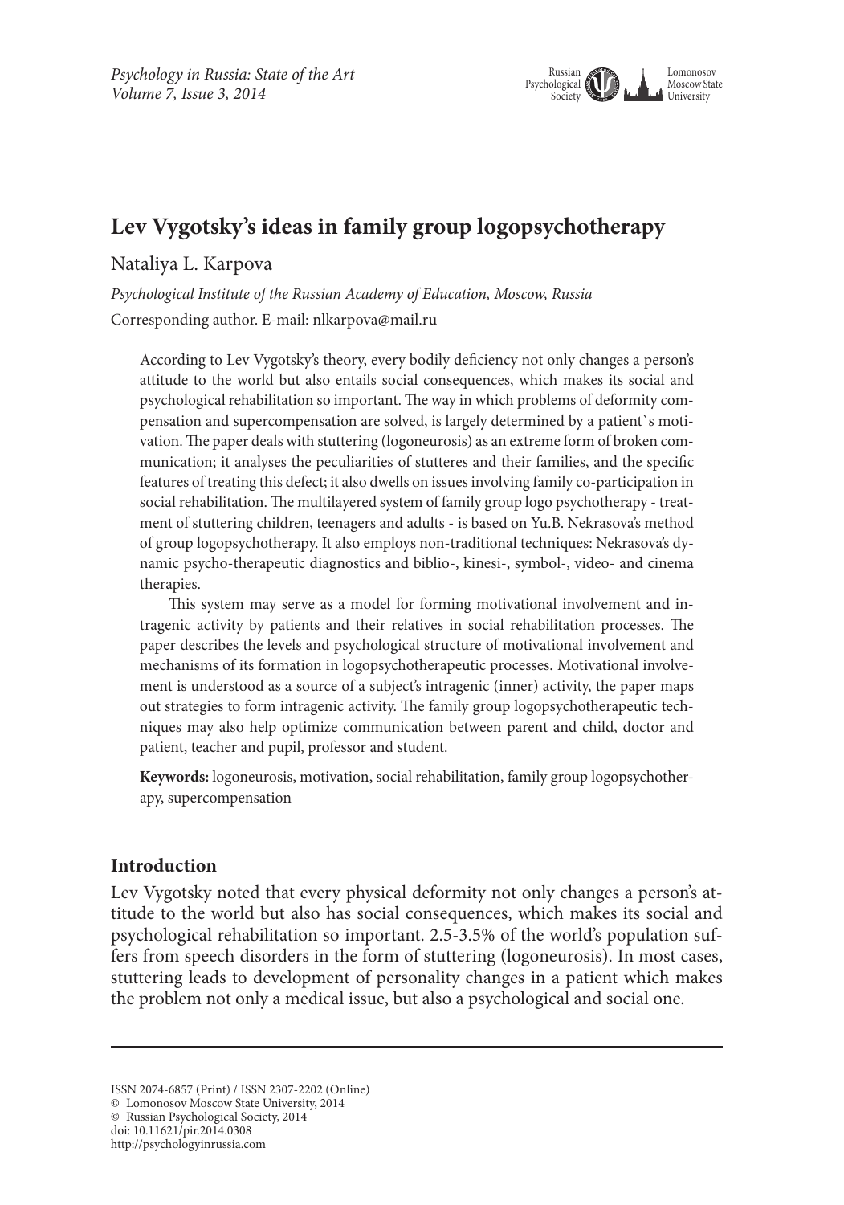# Lev Vygotsky's ideas in family group logopsychotherapy

Nataliya L. Karpova

*Psychological Institute of the Russian Academy of Education, Moscow, Russia*

Corresponding author. E-mail: nlkarpova@mail.ru

According to Lev Vygotsky's theory, every bodily deficiency not only changes a person's attitude to the world but also entails social consequences, which makes its social and psychological rehabilitation so important. The way in which problems of deformity compensation and supercompensation are solved, is largely determined by a patient`s motivation. The paper deals with stuttering (logoneurosis) as an extreme form of broken communication; it analyses the peculiarities of stutteres and their families, and the specific features of treating this defect; it also dwells on issues involving family co-participation in social rehabilitation. The multilayered system of family group logo psychotherapy - treatment of stuttering children, teenagers and adults - is based on Yu.B. Nekrasova's method of group logopsychotherapy. It also employs non-traditional techniques: Nekrasova's dynamic psycho-therapeutic diagnostics and biblio-, kinesi-, symbol-, video- and cinema therapies.

This system may serve as a model for forming motivational involvement and intragenic activity by patients and their relatives in social rehabilitation processes. The paper describes the levels and psychological structure of motivational involvement and mechanisms of its formation in logopsychotherapeutic processes. Motivational involvement is understood as a source of a subject's intragenic (inner) activity, the paper maps out strategies to form intragenic activity. The family group logopsychotherapeutic techniques may also help optimize communication between parent and child, doctor and patient, teacher and pupil, professor and student.

**Keywords:** logoneurosis, motivation, social rehabilitation, family group logopsychotherapy, supercompensation

## Introduction

Lev Vygotsky noted that every physical deformity not only changes a person's attitude to the world but also has social consequences, which makes its social and psychological rehabilitation so important. 2.5-3.5% of the world's population suffers from speech disorders in the form of stuttering (logoneurosis). In most cases, stuttering leads to development of personality changes in a patient which makes the problem not only a medical issue, but also a psychological and social one.

ISSN 2074-6857 (Print) / ISSN 2307-2202 (Online)
© Lomonosov Moscow State University, 2014
© Russian Psychological Society, 2014
doi: 10.11621/pir.2014.0308
http://psychologyinrussia.com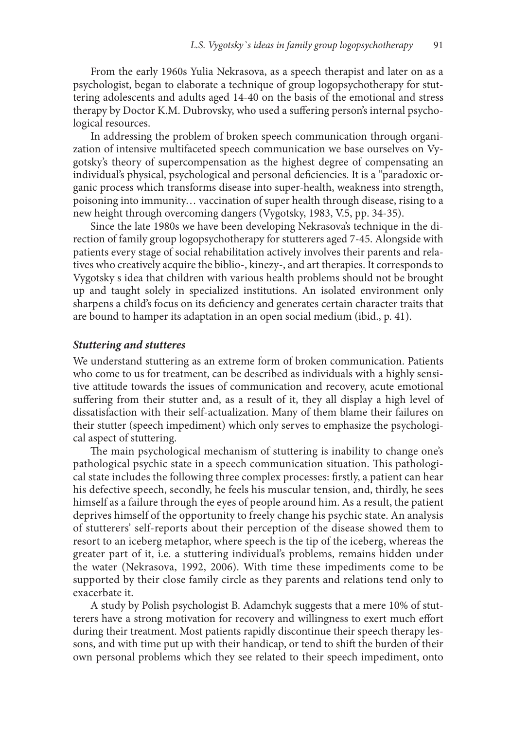From the early 1960s Yulia Nekrasova, as a speech therapist and later on as a psychologist, began to elaborate a technique of group logopsychotherapy for stuttering adolescents and adults aged 14-40 on the basis of the emotional and stress therapy by Doctor K.M. Dubrovsky, who used a suffering person's internal psychological resources.

In addressing the problem of broken speech communication through organization of intensive multifaceted speech communication we base ourselves on Vygotsky's theory of supercompensation as the highest degree of compensating an individual's physical, psychological and personal deficiencies. It is a "paradoxic organic process which transforms disease into super-health, weakness into strength, poisoning into immunity… vaccination of super health through disease, rising to a new height through overcoming dangers (Vygotsky, 1983, V.5, pp. 34-35).

Since the late 1980s we have been developing Nekrasova's technique in the direction of family group logopsychotherapy for stutterers aged 7-45. Alongside with patients every stage of social rehabilitation actively involves their parents and relatives who creatively acquire the biblio-, kinezy-, and art therapies. It corresponds to Vygotsky s idea that children with various health problems should not be brought up and taught solely in specialized institutions. An isolated environment only sharpens a child's focus on its deficiency and generates certain character traits that are bound to hamper its adaptation in an open social medium (ibid., p. 41).

### *Stuttering and stutteres*

We understand stuttering as an extreme form of broken communication. Patients who come to us for treatment, can be described as individuals with a highly sensitive attitude towards the issues of communication and recovery, acute emotional suffering from their stutter and, as a result of it, they all display a high level of dissatisfaction with their self-actualization. Many of them blame their failures on their stutter (speech impediment) which only serves to emphasize the psychological aspect of stuttering.

The main psychological mechanism of stuttering is inability to change one's pathological psychic state in a speech communication situation. This pathological state includes the following three complex processes: firstly, a patient can hear his defective speech, secondly, he feels his muscular tension, and, thirdly, he sees himself as a failure through the eyes of people around him. As a result, the patient deprives himself of the opportunity to freely change his psychic state. An analysis of stutterers' self-reports about their perception of the disease showed them to resort to an iceberg metaphor, where speech is the tip of the iceberg, whereas the greater part of it, i.e. a stuttering individual's problems, remains hidden under the water (Nekrasova, 1992, 2006). With time these impediments come to be supported by their close family circle as they parents and relations tend only to exacerbate it.

A study by Polish psychologist B. Adamchyk suggests that a mere 10% of stutterers have a strong motivation for recovery and willingness to exert much effort during their treatment. Most patients rapidly discontinue their speech therapy lessons, and with time put up with their handicap, or tend to shift the burden of their own personal problems which they see related to their speech impediment, onto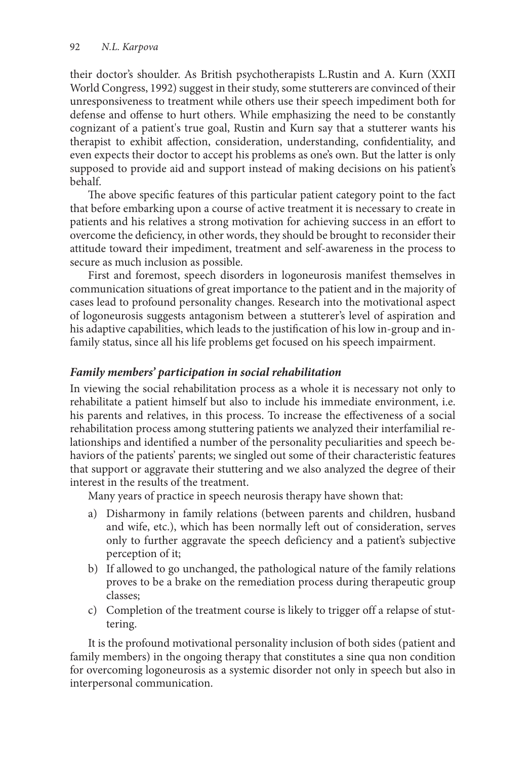their doctor's shoulder. As British psychotherapists L.Rustin and A. Kurn (XXП World Congress, 1992) suggest in their study, some stutterers are convinced of their unresponsiveness to treatment while others use their speech impediment both for defense and offense to hurt others. While emphasizing the need to be constantly cognizant of a patient's true goal, Rustin and Kurn say that a stutterer wants his therapist to exhibit affection, consideration, understanding, confidentiality, and even expects their doctor to accept his problems as one's own. But the latter is only supposed to provide aid and support instead of making decisions on his patient's behalf.

The above specific features of this particular patient category point to the fact that before embarking upon a course of active treatment it is necessary to create in patients and his relatives a strong motivation for achieving success in an effort to overcome the deficiency, in other words, they should be brought to reconsider their attitude toward their impediment, treatment and self-awareness in the process to secure as much inclusion as possible.

First and foremost, speech disorders in logoneurosis manifest themselves in communication situations of great importance to the patient and in the majority of cases lead to profound personality changes. Research into the motivational aspect of logoneurosis suggests antagonism between a stutterer's level of aspiration and his adaptive capabilities, which leads to the justification of his low in-group and in-family status, since all his life problems get focused on his speech impairment.

### *Family members' participation in social rehabilitation*

In viewing the social rehabilitation process as a whole it is necessary not only to rehabilitate a patient himself but also to include his immediate environment, i.e. his parents and relatives, in this process. To increase the effectiveness of a social rehabilitation process among stuttering patients we analyzed their interfamilial relationships and identified a number of the personality peculiarities and speech behaviors of the patients' parents; we singled out some of their characteristic features that support or aggravate their stuttering and we also analyzed the degree of their interest in the results of the treatment.

Many years of practice in speech neurosis therapy have shown that:

a) Disharmony in family relations (between parents and children, husband and wife, etc.), which has been normally left out of consideration, serves only to further aggravate the speech deficiency and a patient's subjective perception of it;
b) If allowed to go unchanged, the pathological nature of the family relations proves to be a brake on the remediation process during therapeutic group classes;
c) Completion of the treatment course is likely to trigger off a relapse of stuttering.

It is the profound motivational personality inclusion of both sides (patient and family members) in the ongoing therapy that constitutes a sine qua non condition for overcoming logoneurosis as a systemic disorder not only in speech but also in interpersonal communication.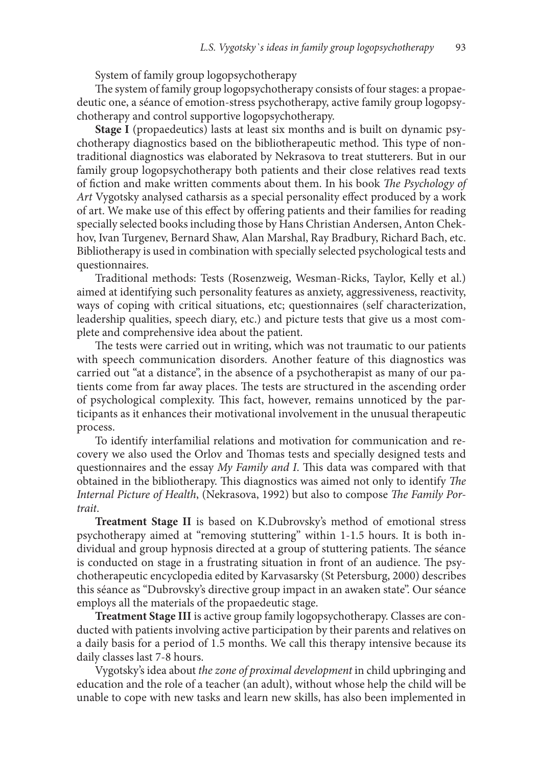System of family group logopsychotherapy

The system of family group logopsychotherapy consists of four stages: a propaedeutic one, a séance of emotion-stress psychotherapy, active family group logopsychotherapy and control supportive logopsychotherapy.

**Stage I** (propaedeutics) lasts at least six months and is built on dynamic psychotherapy diagnostics based on the bibliotherapeutic method. This type of non-traditional diagnostics was elaborated by Nekrasova to treat stutterers. But in our family group logopsychotherapy both patients and their close relatives read texts of fiction and make written comments about them. In his book *The Psychology of Art* Vygotsky analysed catharsis as a special personality effect produced by a work of art. We make use of this effect by offering patients and their families for reading specially selected books including those by Hans Christian Andersen, Anton Chekhov, Ivan Turgenev, Bernard Shaw, Alan Marshal, Ray Bradbury, Richard Bach, etc. Bibliotherapy is used in combination with specially selected psychological tests and questionnaires.

Traditional methods: Tests (Rosenzweig, Wesman-Ricks, Taylor, Kelly et al.) aimed at identifying such personality features as anxiety, aggressiveness, reactivity, ways of coping with critical situations, etc; questionnaires (self characterization, leadership qualities, speech diary, etc.) and picture tests that give us a most complete and comprehensive idea about the patient.

The tests were carried out in writing, which was not traumatic to our patients with speech communication disorders. Another feature of this diagnostics was carried out "at a distance", in the absence of a psychotherapist as many of our patients come from far away places. The tests are structured in the ascending order of psychological complexity. This fact, however, remains unnoticed by the participants as it enhances their motivational involvement in the unusual therapeutic process.

To identify interfamilial relations and motivation for communication and recovery we also used the Orlov and Thomas tests and specially designed tests and questionnaires and the essay *My Family and I*. This data was compared with that obtained in the bibliotherapy. This diagnostics was aimed not only to identify *The Internal Picture of Health*, (Nekrasova, 1992) but also to compose *The Family Portrait*.

**Treatment Stage II** is based on K.Dubrovsky's method of emotional stress psychotherapy aimed at "removing stuttering" within 1-1.5 hours. It is both individual and group hypnosis directed at a group of stuttering patients. The séance is conducted on stage in a frustrating situation in front of an audience. The psychotherapeutic encyclopedia edited by Karvasarsky (St Petersburg, 2000) describes this séance as "Dubrovsky's directive group impact in an awaken state". Our séance employs all the materials of the propaedeutic stage.

**Treatment Stage III** is active group family logopsychotherapy. Classes are conducted with patients involving active participation by their parents and relatives on a daily basis for a period of 1.5 months. We call this therapy intensive because its daily classes last 7-8 hours.

Vygotsky's idea about *the zone of proximal development* in child upbringing and education and the role of a teacher (an adult), without whose help the child will be unable to cope with new tasks and learn new skills, has also been implemented in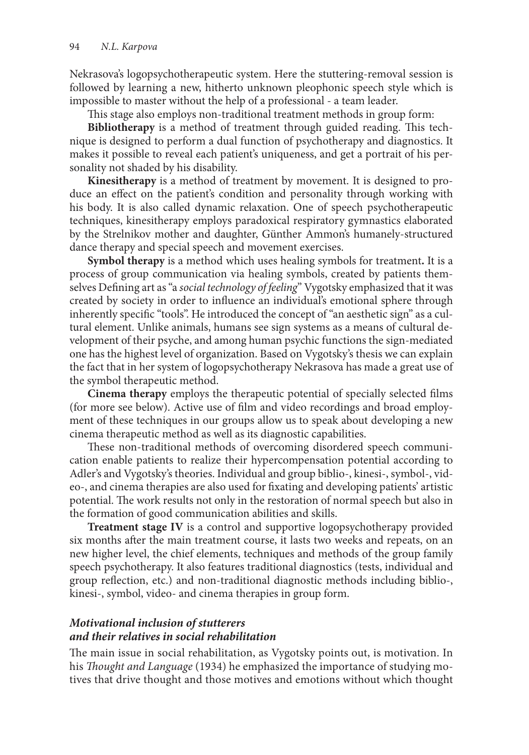Nekrasova's logopsychotherapeutic system. Here the stuttering-removal session is followed by learning a new, hitherto unknown pleophonic speech style which is impossible to master without the help of a professional - a team leader.

This stage also employs non-traditional treatment methods in group form:

**Bibliotherapy** is a method of treatment through guided reading. This technique is designed to perform a dual function of psychotherapy and diagnostics. It makes it possible to reveal each patient's uniqueness, and get a portrait of his personality not shaded by his disability.

**Kinesitherapy** is a method of treatment by movement. It is designed to produce an effect on the patient's condition and personality through working with his body. It is also called dynamic relaxation. One of speech psychotherapeutic techniques, kinesitherapy employs paradoxical respiratory gymnastics elaborated by the Strelnikov mother and daughter, Günther Ammon's humanely-structured dance therapy and special speech and movement exercises.

**Symbol therapy** is a method which uses healing symbols for treatment**.** It is a process of group communication via healing symbols, created by patients themselves Defining art as "a *social technology of feeling*" Vygotsky emphasized that it was created by society in order to influence an individual's emotional sphere through inherently specific "tools". He introduced the concept of "an aesthetic sign" as a cultural element. Unlike animals, humans see sign systems as a means of cultural development of their psyche, and among human psychic functions the sign-mediated one has the highest level of organization. Based on Vygotsky's thesis we can explain the fact that in her system of logopsychotherapy Nekrasova has made a great use of the symbol therapeutic method.

**Cinema therapy** employs the therapeutic potential of specially selected films (for more see below). Active use of film and video recordings and broad employment of these techniques in our groups allow us to speak about developing a new cinema therapeutic method as well as its diagnostic capabilities.

These non-traditional methods of overcoming disordered speech communication enable patients to realize their hypercompensation potential according to Adler's and Vygotsky's theories. Individual and group biblio-, kinesi-, symbol-, video-, and cinema therapies are also used for fixating and developing patients' artistic potential. The work results not only in the restoration of normal speech but also in the formation of good communication abilities and skills.

**Treatment stage IV** is a control and supportive logopsychotherapy provided six months after the main treatment course, it lasts two weeks and repeats, on an new higher level, the chief elements, techniques and methods of the group family speech psychotherapy. It also features traditional diagnostics (tests, individual and group reflection, etc.) and non-traditional diagnostic methods including biblio-, kinesi-, symbol, video- and cinema therapies in group form.

### *Motivational inclusion of stutterers and their relatives in social rehabilitation*

The main issue in social rehabilitation, as Vygotsky points out, is motivation. In his *Thought and Language* (1934) he emphasized the importance of studying motives that drive thought and those motives and emotions without which thought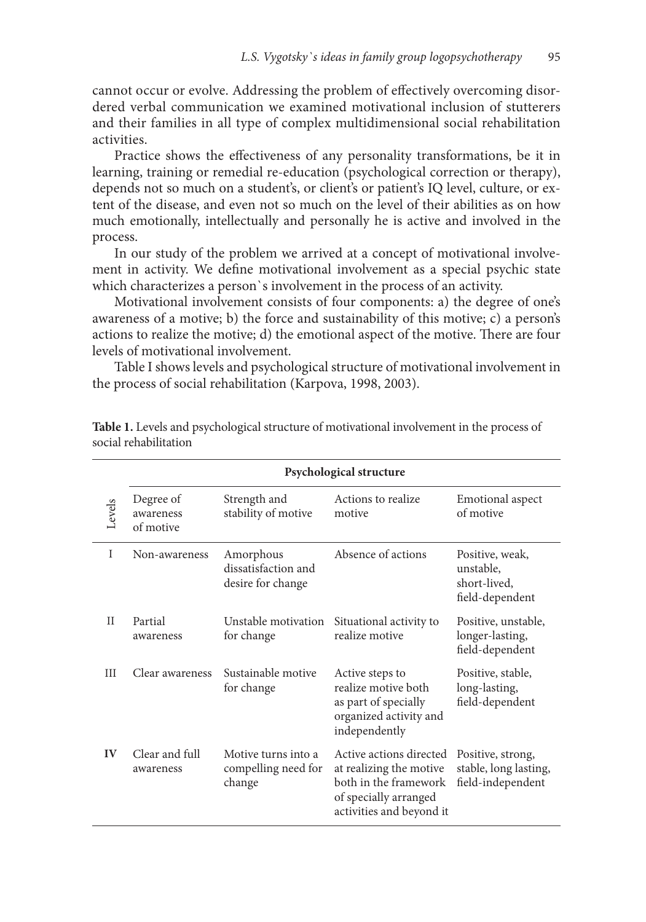cannot occur or evolve. Addressing the problem of effectively overcoming disordered verbal communication we examined motivational inclusion of stutterers and their families in all type of complex multidimensional social rehabilitation activities.

Practice shows the effectiveness of any personality transformations, be it in learning, training or remedial re-education (psychological correction or therapy), depends not so much on a student's, or client's or patient's IQ level, culture, or extent of the disease, and even not so much on the level of their abilities as on how much emotionally, intellectually and personally he is active and involved in the process.

In our study of the problem we arrived at a concept of motivational involvement in activity. We define motivational involvement as a special psychic state which characterizes a person`s involvement in the process of an activity.

Motivational involvement consists of four components: a) the degree of one's awareness of a motive; b) the force and sustainability of this motive; c) a person's actions to realize the motive; d) the emotional aspect of the motive. There are four levels of motivational involvement.

Table I shows levels and psychological structure of motivational involvement in the process of social rehabilitation (Karpova, 1998, 2003).

**Table 1.** Levels and psychological structure of motivational involvement in the process of social rehabilitation

| Levels | Psychological structure | | | |
|---|---|---|---|---|
| | Degree of awareness of motive | Strength and stability of motive | Actions to realize motive | Emotional aspect of motive |
| I | Non-awareness | Amorphous dissatisfaction and desire for change | Absence of actions | Positive, weak, unstable, short-lived, field-dependent |
| II | Partial awareness | Unstable motivation for change | Situational activity to realize motive | Positive, unstable, longer-lasting, field-dependent |
| III | Clear awareness | Sustainable motive for change | Active steps to realize motive both as part of specially organized activity and independently | Positive, stable, long-lasting, field-dependent |
| **IV** | Clear and full awareness | Motive turns into a compelling need for change | Active actions directed at realizing the motive both in the framework of specially arranged activities and beyond it | Positive, strong, stable, long lasting, field-independent |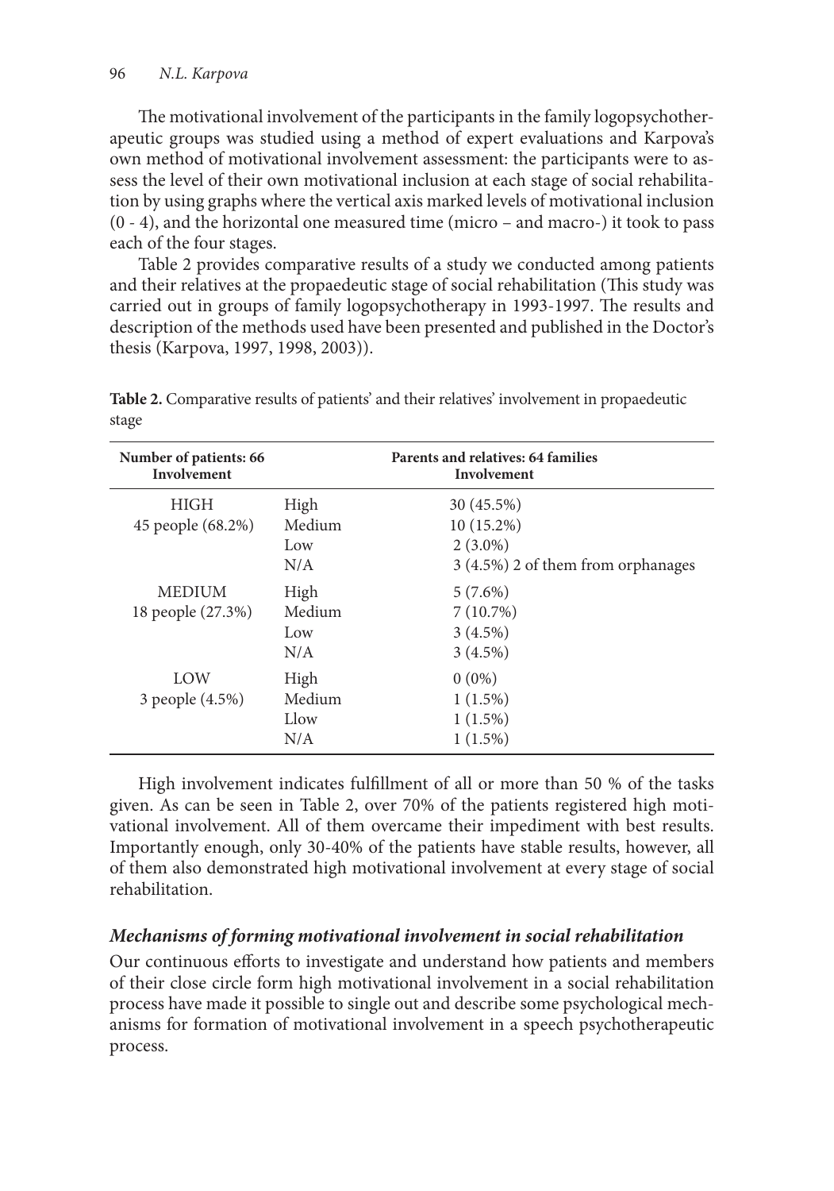The motivational involvement of the participants in the family logopsychotherapeutic groups was studied using a method of expert evaluations and Karpova's own method of motivational involvement assessment: the participants were to assess the level of their own motivational inclusion at each stage of social rehabilitation by using graphs where the vertical axis marked levels of motivational inclusion (0 - 4), and the horizontal one measured time (micro – and macro-) it took to pass each of the four stages.

Table 2 provides comparative results of a study we conducted among patients and their relatives at the propaedeutic stage of social rehabilitation (This study was carried out in groups of family logopsychotherapy in 1993-1997. The results and description of the methods used have been presented and published in the Doctor's thesis (Karpova, 1997, 1998, 2003)).

**Table 2.** Comparative results of patients' and their relatives' involvement in propaedeutic stage

| Number of patients: 66 Involvement | Parents and relatives: 64 families Involvement | |
|---|---|---|
| HIGH 45 people (68.2%) | High | 30 (45.5%) |
| | Medium | 10 (15.2%) |
| | Low | 2 (3.0%) |
| | N/A | 3 (4.5%) 2 of them from orphanages |
| MEDIUM 18 people (27.3%) | High | 5 (7.6%) |
| | Medium | 7 (10.7%) |
| | Low | 3 (4.5%) |
| | N/A | 3 (4.5%) |
| LOW 3 people (4.5%) | High | 0 (0%) |
| | Medium | 1 (1.5%) |
| | Llow | 1 (1.5%) |
| | N/A | 1 (1.5%) |

High involvement indicates fulfillment of all or more than 50 % of the tasks given. As can be seen in Table 2, over 70% of the patients registered high motivational involvement. All of them overcame their impediment with best results. Importantly enough, only 30-40% of the patients have stable results, however, all of them also demonstrated high motivational involvement at every stage of social rehabilitation.

### *Mechanisms of forming motivational involvement in social rehabilitation*

Our continuous efforts to investigate and understand how patients and members of their close circle form high motivational involvement in a social rehabilitation process have made it possible to single out and describe some psychological mechanisms for formation of motivational involvement in a speech psychotherapeutic process.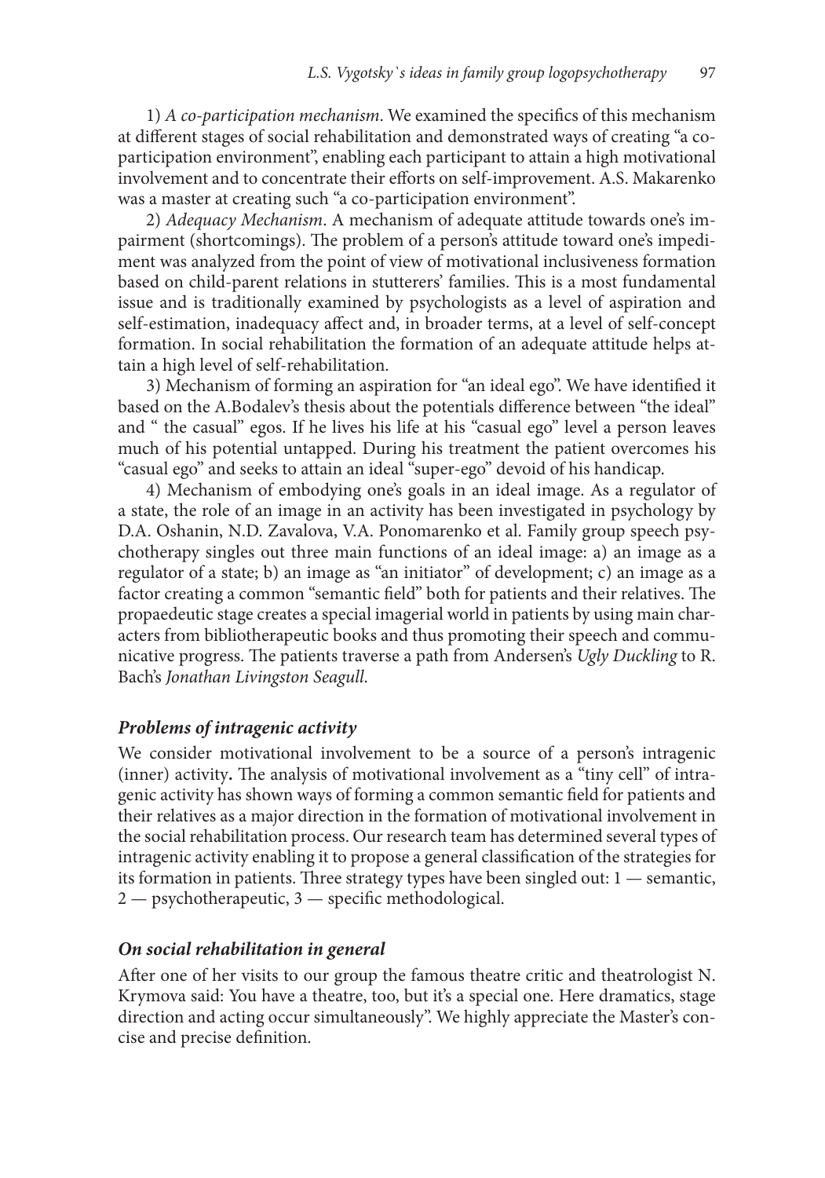1) *A co-participation mechanism*. We examined the specifics of this mechanism at different stages of social rehabilitation and demonstrated ways of creating "a co-participation environment", enabling each participant to attain a high motivational involvement and to concentrate their efforts on self-improvement. A.S. Makarenko was a master at creating such "a co-participation environment".

2) *Adequacy Mechanism*. A mechanism of adequate attitude towards one's impairment (shortcomings). The problem of a person's attitude toward one's impediment was analyzed from the point of view of motivational inclusiveness formation based on child-parent relations in stutterers' families. This is a most fundamental issue and is traditionally examined by psychologists as a level of aspiration and self-estimation, inadequacy affect and, in broader terms, at a level of self-concept formation. In social rehabilitation the formation of an adequate attitude helps attain a high level of self-rehabilitation.

3) Mechanism of forming an aspiration for "an ideal ego". We have identified it based on the A.Bodalev's thesis about the potentials difference between "the ideal" and " the casual" egos. If he lives his life at his "casual ego" level a person leaves much of his potential untapped. During his treatment the patient overcomes his "casual ego" and seeks to attain an ideal "super-ego" devoid of his handicap.

4) Mechanism of embodying one's goals in an ideal image. As a regulator of a state, the role of an image in an activity has been investigated in psychology by D.A. Oshanin, N.D. Zavalova, V.A. Ponomarenko et al. Family group speech psychotherapy singles out three main functions of an ideal image: a) an image as a regulator of a state; b) an image as "an initiator" of development; c) an image as a factor creating a common "semantic field" both for patients and their relatives. The propaedeutic stage creates a special imagerial world in patients by using main characters from bibliotherapeutic books and thus promoting their speech and communicative progress. The patients traverse a path from Andersen's *Ugly Duckling* to R. Bach's *Jonathan Livingston Seagull*.

### *Problems of intragenic activity*

We consider motivational involvement to be a source of a person's intragenic (inner) activity**.** The analysis of motivational involvement as a "tiny cell" of intragenic activity has shown ways of forming a common semantic field for patients and their relatives as a major direction in the formation of motivational involvement in the social rehabilitation process. Our research team has determined several types of intragenic activity enabling it to propose a general classification of the strategies for its formation in patients. Three strategy types have been singled out: 1 — semantic, 2 — psychotherapeutic, 3 — specific methodological.

### *On social rehabilitation in general*

After one of her visits to our group the famous theatre critic and theatrologist N. Krymova said: You have a theatre, too, but it's a special one. Here dramatics, stage direction and acting occur simultaneously". We highly appreciate the Master's concise and precise definition.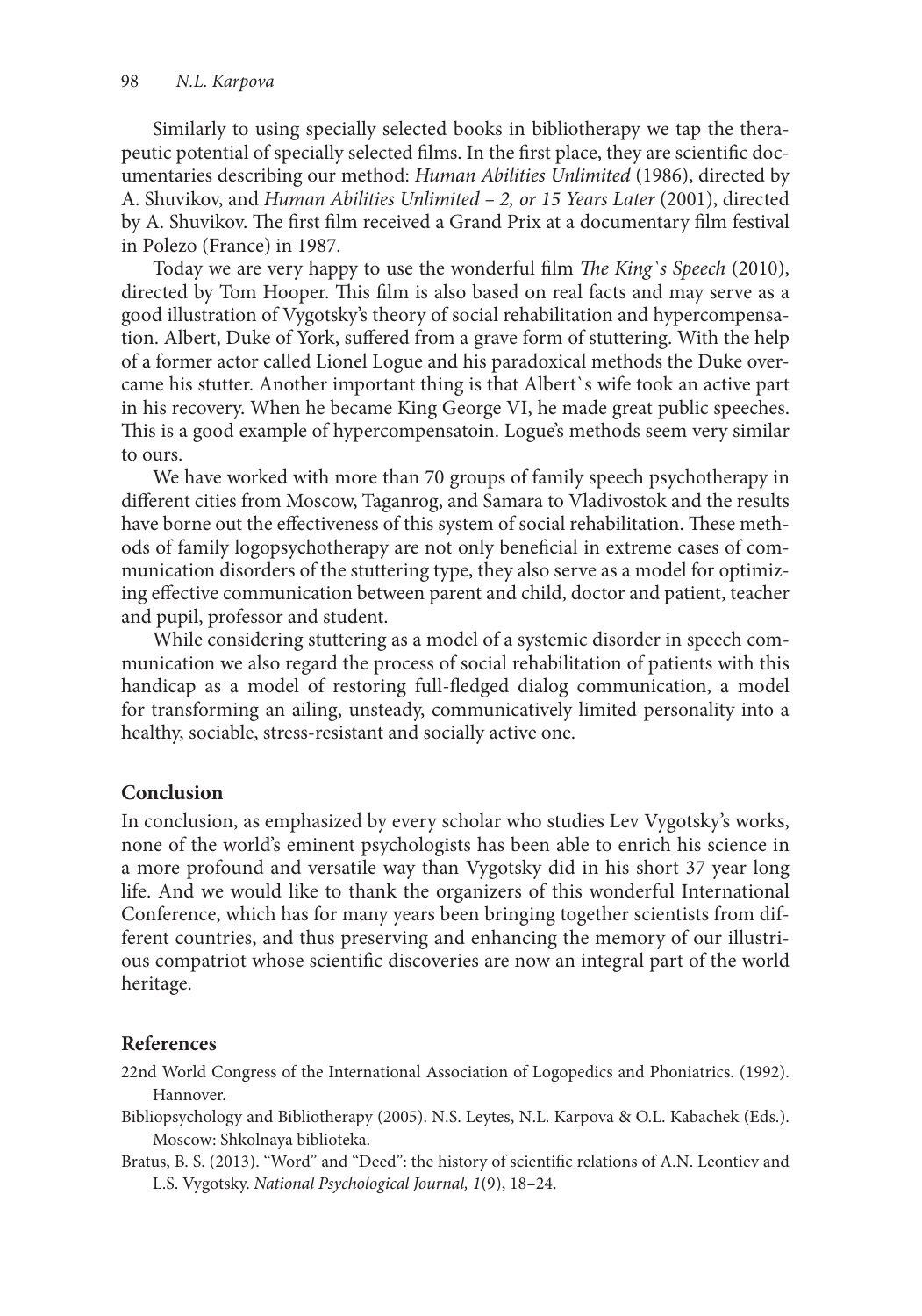Similarly to using specially selected books in bibliotherapy we tap the therapeutic potential of specially selected films. In the first place, they are scientific documentaries describing our method: *Human Abilities Unlimited* (1986), directed by A. Shuvikov, and *Human Abilities Unlimited – 2, or 15 Years Later* (2001), directed by A. Shuvikov. The first film received a Grand Prix at a documentary film festival in Polezo (France) in 1987.

Today we are very happy to use the wonderful film *The King`s Speech* (2010), directed by Tom Hooper. This film is also based on real facts and may serve as a good illustration of Vygotsky's theory of social rehabilitation and hypercompensation. Albert, Duke of York, suffered from a grave form of stuttering. With the help of a former actor called Lionel Logue and his paradoxical methods the Duke overcame his stutter. Another important thing is that Albert`s wife took an active part in his recovery. When he became King George VI, he made great public speeches. This is a good example of hypercompensatoin. Logue's methods seem very similar to ours.

We have worked with more than 70 groups of family speech psychotherapy in different cities from Moscow, Taganrog, and Samara to Vladivostok and the results have borne out the effectiveness of this system of social rehabilitation. These methods of family logopsychotherapy are not only beneficial in extreme cases of communication disorders of the stuttering type, they also serve as a model for optimizing effective communication between parent and child, doctor and patient, teacher and pupil, professor and student.

While considering stuttering as a model of a systemic disorder in speech communication we also regard the process of social rehabilitation of patients with this handicap as a model of restoring full-fledged dialog communication, a model for transforming an ailing, unsteady, communicatively limited personality into a healthy, sociable, stress-resistant and socially active one.

## Conclusion

In conclusion, as emphasized by every scholar who studies Lev Vygotsky's works, none of the world's eminent psychologists has been able to enrich his science in a more profound and versatile way than Vygotsky did in his short 37 year long life. And we would like to thank the organizers of this wonderful International Conference, which has for many years been bringing together scientists from different countries, and thus preserving and enhancing the memory of our illustrious compatriot whose scientific discoveries are now an integral part of the world heritage.

## References

22nd World Congress of the International Association of Logopedics and Phoniatrics. (1992). Hannover.

Bibliopsychology and Bibliotherapy (2005). N.S. Leytes, N.L. Karpova & O.L. Kabachek (Eds.). Moscow: Shkolnaya biblioteka.

Bratus, B. S. (2013). "Word" and "Deed": the history of scientific relations of A.N. Leontiev and L.S. Vygotsky. *National Psychological Journal, 1*(9), 18–24.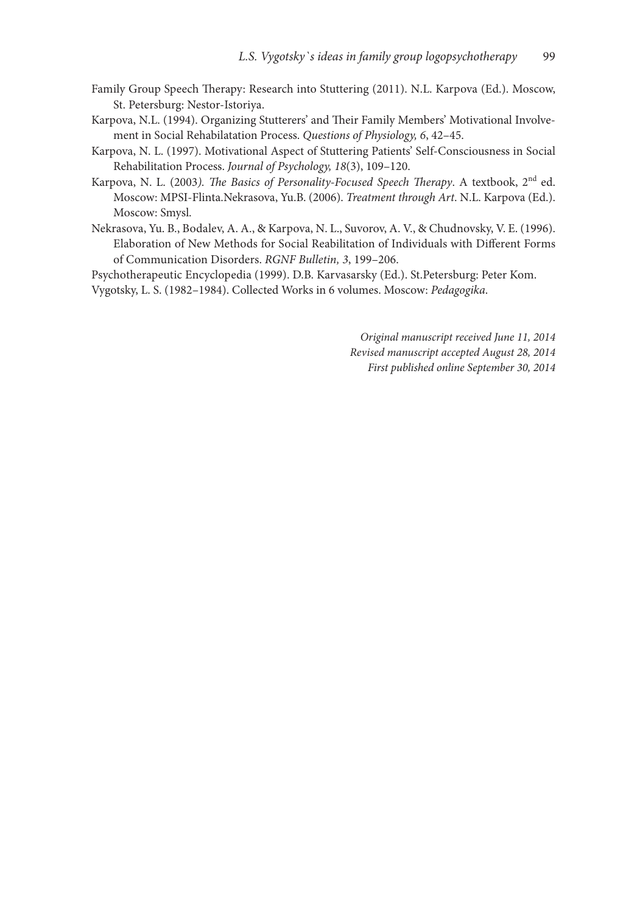Family Group Speech Therapy: Research into Stuttering (2011). N.L. Karpova (Ed.). Moscow, St. Petersburg: Nestor-Istoriya.

Karpova, N.L. (1994). Organizing Stutterers' and Their Family Members' Motivational Involvement in Social Rehabilatation Process. *Questions of Physiology, 6*, 42–45.

Karpova, N. L. (1997). Motivational Aspect of Stuttering Patients' Self-Consciousness in Social Rehabilitation Process. *Journal of Psychology, 18*(3), 109–120.

Karpova, N. L. (2003*). The Basics of Personality-Focused Speech Therapy*. A textbook, 2nd ed. Moscow: MPSI-Flinta.Nekrasova, Yu.B. (2006). *Treatment through Art*. N.L. Karpova (Ed.). Moscow: Smysl.

Nekrasova, Yu. B., Bodalev, A. A., & Karpova, N. L., Suvorov, A. V., & Chudnovsky, V. E. (1996). Elaboration of New Methods for Social Reabilitation of Individuals with Different Forms of Communication Disorders. *RGNF Bulletin, 3*, 199–206.

Psychotherapeutic Encyclopedia (1999). D.B. Karvasarsky (Ed.). St.Petersburg: Peter Kom.

Vygotsky, L. S. (1982–1984). Collected Works in 6 volumes. Moscow: *Pedagogika*.

*Original manuscript received June 11, 2014*
*Revised manuscript accepted August 28, 2014*
*First published online September 30, 2014*